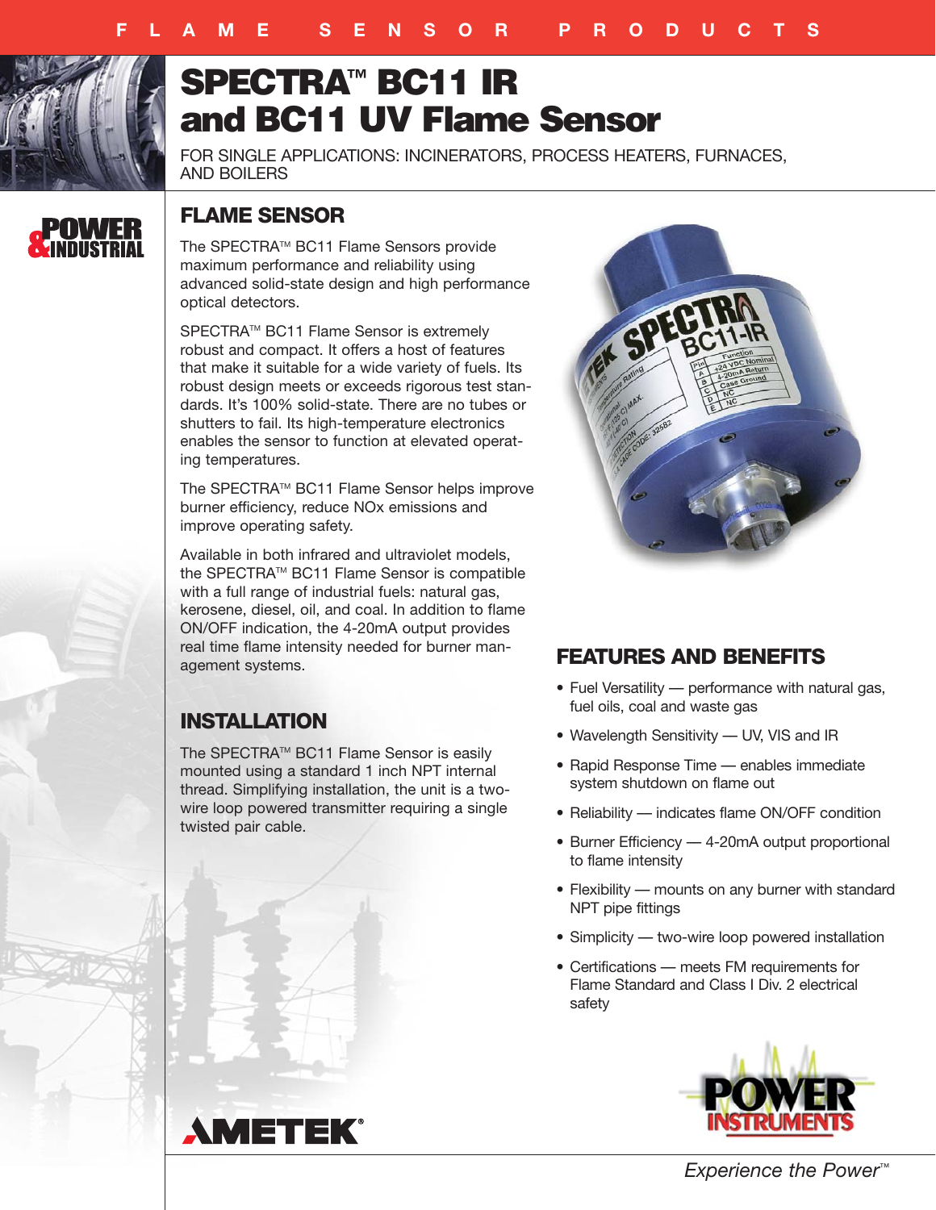# SPECTRA™ BC11 IR and BC11 UV Flame Sensor

FOR SINGLE APPLICATIONS: INCINERATORS, PROCESS HEATERS, FURNACES, AND BOILERS

## FLAME SENSOR

The SPECTRA™ BC11 Flame Sensors provide maximum performance and reliability using advanced solid-state design and high performance optical detectors.

SPECTRA™ BC11 Flame Sensor is extremely robust and compact. It offers a host of features that make it suitable for a wide variety of fuels. Its robust design meets or exceeds rigorous test standards. It's 100% solid-state. There are no tubes or shutters to fail. Its high-temperature electronics enables the sensor to function at elevated operating temperatures.

The SPECTRA™ BC11 Flame Sensor helps improve burner efficiency, reduce NOx emissions and improve operating safety.

Available in both infrared and ultraviolet models, the SPECTRA™ BC11 Flame Sensor is compatible with a full range of industrial fuels: natural gas, kerosene, diesel, oil, and coal. In addition to flame ON/OFF indication, the 4-20mA output provides real time flame intensity needed for burner management systems.

## INSTALLATION

The SPECTRA™ BC11 Flame Sensor is easily mounted using a standard 1 inch NPT internal thread. Simplifying installation, the unit is a two-wire loop powered transmitter requiring a single twisted pair cable.

## FEATURES AND BENEFITS

- Fuel Versatility — performance with natural gas, fuel oils, coal and waste gas
- Wavelength Sensitivity — UV, VIS and IR
- Rapid Response Time — enables immediate system shutdown on flame out
- Reliability — indicates flame ON/OFF condition
- Burner Efficiency — 4-20mA output proportional to flame intensity
- Flexibility — mounts on any burner with standard NPT pipe fittings
- Simplicity — two-wire loop powered installation
- Certifications — meets FM requirements for Flame Standard and Class I Div. 2 electrical safety

*Experience the Power™*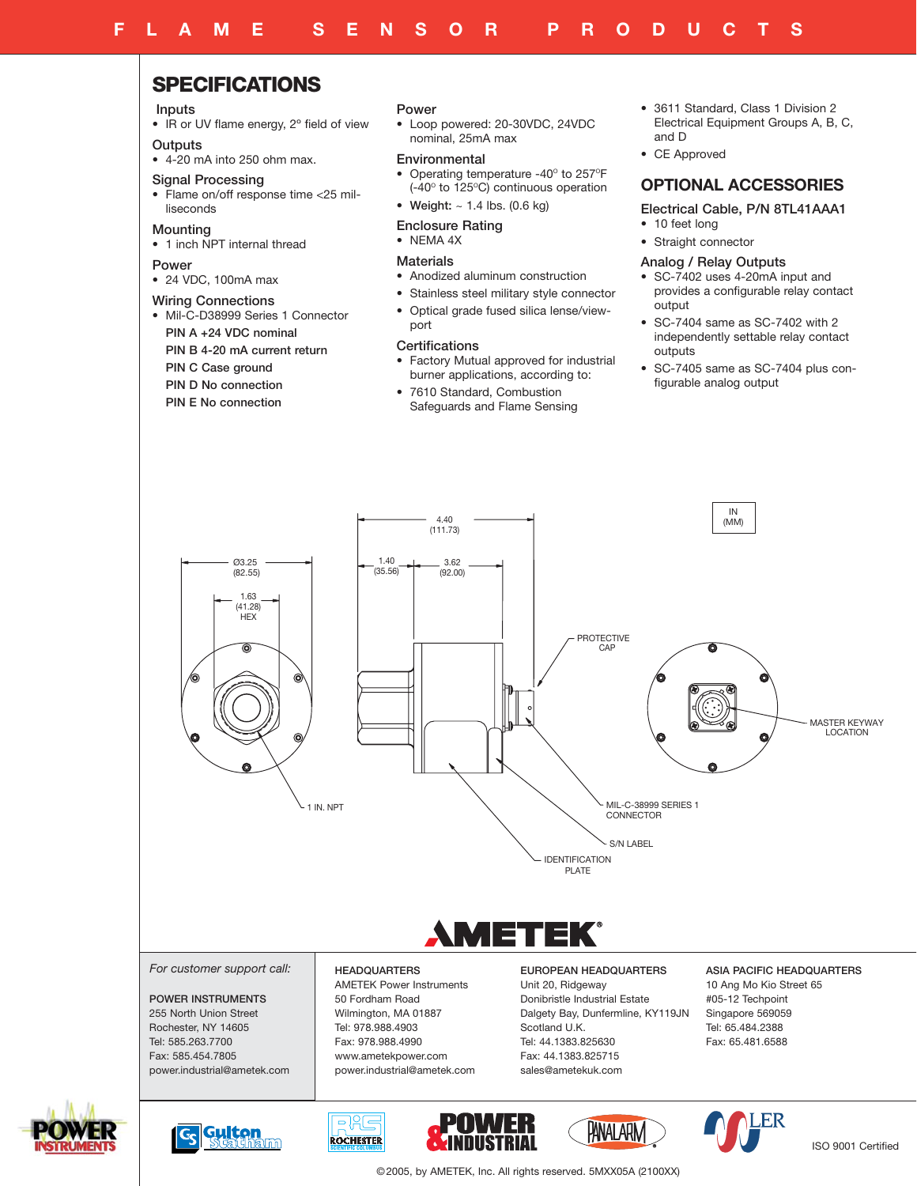## SPECIFICATIONS

### Inputs
- IR or UV flame energy, 2° field of view

### Outputs
- 4-20 mA into 250 ohm max.

### Signal Processing
- Flame on/off response time <25 milliseconds

### Mounting
- 1 inch NPT internal thread

### Power
- 24 VDC, 100mA max

### Wiring Connections
- Mil-C-D38999 Series 1 Connector

  PIN A +24 VDC nominal
  PIN B 4-20 mA current return
  PIN C Case ground
  PIN D No connection
  PIN E No connection

### Power
- Loop powered: 20-30VDC, 24VDC nominal, 25mA max

### Environmental
- Operating temperature -40° to 257°F (-40° to 125°C) continuous operation
- **Weight:** ~ 1.4 lbs. (0.6 kg)

### Enclosure Rating
- NEMA 4X

### Materials
- Anodized aluminum construction
- Stainless steel military style connector
- Optical grade fused silica lense/viewport

### Certifications
- Factory Mutual approved for industrial burner applications, according to:
- 7610 Standard, Combustion Safeguards and Flame Sensing
- 3611 Standard, Class 1 Division 2 Electrical Equipment Groups A, B, C, and D
- CE Approved

## OPTIONAL ACCESSORIES

### Electrical Cable, P/N 8TL41AAA1
- 10 feet long
- Straight connector

### Analog / Relay Outputs
- SC-7402 uses 4-20mA input and provides a configurable relay contact output
- SC-7404 same as SC-7402 with 2 independently settable relay contact outputs
- SC-7405 same as SC-7404 plus configurable analog output

IN (MM)

Ø3.25 (82.55)
1.63 (41.28) HEX
1 IN. NPT
4.40 (111.73)
1.40 (35.56)
3.62 (92.00)
PROTECTIVE CAP
MIL-C-38999 SERIES 1 CONNECTOR
S/N LABEL
IDENTIFICATION PLATE
MASTER KEYWAY LOCATION

AMETEK®

*For customer support call:*

POWER INSTRUMENTS
255 North Union Street
Rochester, NY 14605
Tel: 585.263.7700
Fax: 585.454.7805
power.industrial@ametek.com

HEADQUARTERS
AMETEK Power Instruments
50 Fordham Road
Wilmington, MA 01887
Tel: 978.988.4903
Fax: 978.988.4990
www.ametekpower.com
power.industrial@ametek.com

EUROPEAN HEADQUARTERS
Unit 20, Ridgeway
Donibristle Industrial Estate
Dalgety Bay, Dunfermline, KY119JN
Scotland U.K.
Tel: 44.1383.825630
Fax: 44.1383.825715
sales@ametekuk.com

ASIA PACIFIC HEADQUARTERS
10 Ang Mo Kio Street 65
#05-12 Techpoint
Singapore 569059
Tel: 65.484.2388
Fax: 65.481.6588

POWER INSTRUMENTS · Gulton Statham · ROCHESTER SCIENTIFIC COLUMBUS · POWER & INDUSTRIAL · PANALARM · LER

ISO 9001 Certified

©2005, by AMETEK, Inc. All rights reserved. 5MXX05A (2100XX)